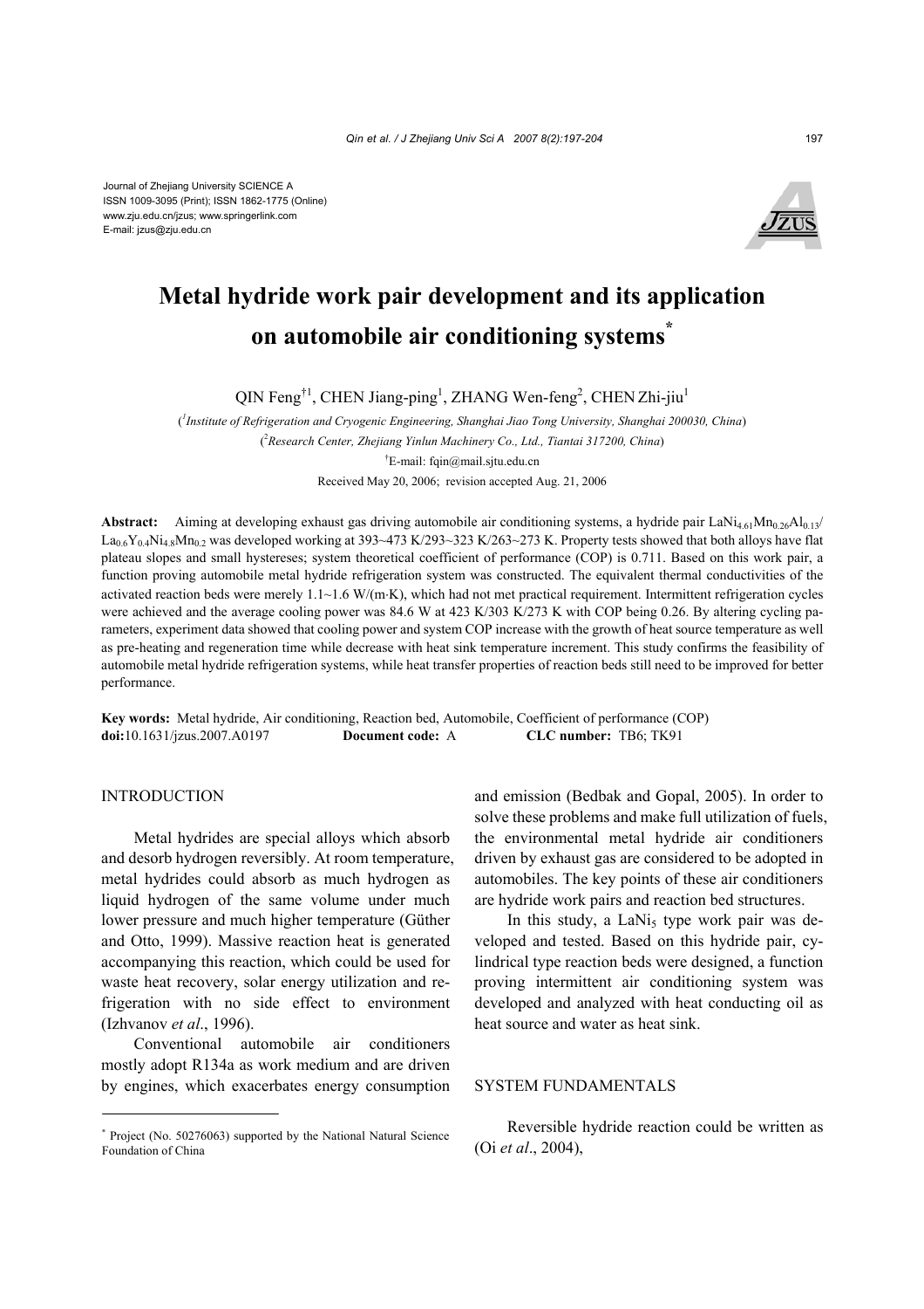Journal of Zhejiang University SCIENCE A
ISSN 1009-3095 (Print); ISSN 1862-1775 (Online)
www.zju.edu.cn/jzus; www.springerlink.com
E-mail: jzus@zju.edu.cn

# Metal hydride work pair development and its application on automobile air conditioning systems*

QIN Feng[†1], CHEN Jiang-ping[1], ZHANG Wen-feng[2], CHEN Zhi-jiu[1]

([1]*Institute of Refrigeration and Cryogenic Engineering, Shanghai Jiao Tong University, Shanghai 200030, China*)

([2]*Research Center, Zhejiang Yinlun Machinery Co., Ltd., Tiantai 317200, China*)

[†]E-mail: fqin@mail.sjtu.edu.cn

Received May 20, 2006; revision accepted Aug. 21, 2006

**Abstract:** Aiming at developing exhaust gas driving automobile air conditioning systems, a hydride pair $LaNi_{4.61}Mn_{0.26}Al_{0.13}$/$La_{0.6}Y_{0.4}Ni_{4.8}Mn_{0.2}$ was developed working at 393~473 K/293~323 K/263~273 K. Property tests showed that both alloys have flat plateau slopes and small hystereses; system theoretical coefficient of performance (COP) is 0.711. Based on this work pair, a function proving automobile metal hydride refrigeration system was constructed. The equivalent thermal conductivities of the activated reaction beds were merely 1.1~1.6 W/(m·K), which had not met practical requirement. Intermittent refrigeration cycles were achieved and the average cooling power was 84.6 W at 423 K/303 K/273 K with COP being 0.26. By altering cycling parameters, experiment data showed that cooling power and system COP increase with the growth of heat source temperature as well as pre-heating and regeneration time while decrease with heat sink temperature increment. This study confirms the feasibility of automobile metal hydride refrigeration systems, while heat transfer properties of reaction beds still need to be improved for better performance.

**Key words:** Metal hydride, Air conditioning, Reaction bed, Automobile, Coefficient of performance (COP)
**doi:**10.1631/jzus.2007.A0197 **Document code:** A **CLC number:** TB6; TK91

## INTRODUCTION

Metal hydrides are special alloys which absorb and desorb hydrogen reversibly. At room temperature, metal hydrides could absorb as much hydrogen as liquid hydrogen of the same volume under much lower pressure and much higher temperature (Güther and Otto, 1999). Massive reaction heat is generated accompanying this reaction, which could be used for waste heat recovery, solar energy utilization and refrigeration with no side effect to environment (Izhvanov *et al*., 1996).

Conventional automobile air conditioners mostly adopt R134a as work medium and are driven by engines, which exacerbates energy consumption and emission (Bedbak and Gopal, 2005). In order to solve these problems and make full utilization of fuels, the environmental metal hydride air conditioners driven by exhaust gas are considered to be adopted in automobiles. The key points of these air conditioners are hydride work pairs and reaction bed structures.

In this study, a $LaNi_5$ type work pair was developed and tested. Based on this hydride pair, cylindrical type reaction beds were designed, a function proving intermittent air conditioning system was developed and analyzed with heat conducting oil as heat source and water as heat sink.

## SYSTEM FUNDAMENTALS

Reversible hydride reaction could be written as (Oi *et al*., 2004),

* Project (No. 50276063) supported by the National Natural Science Foundation of China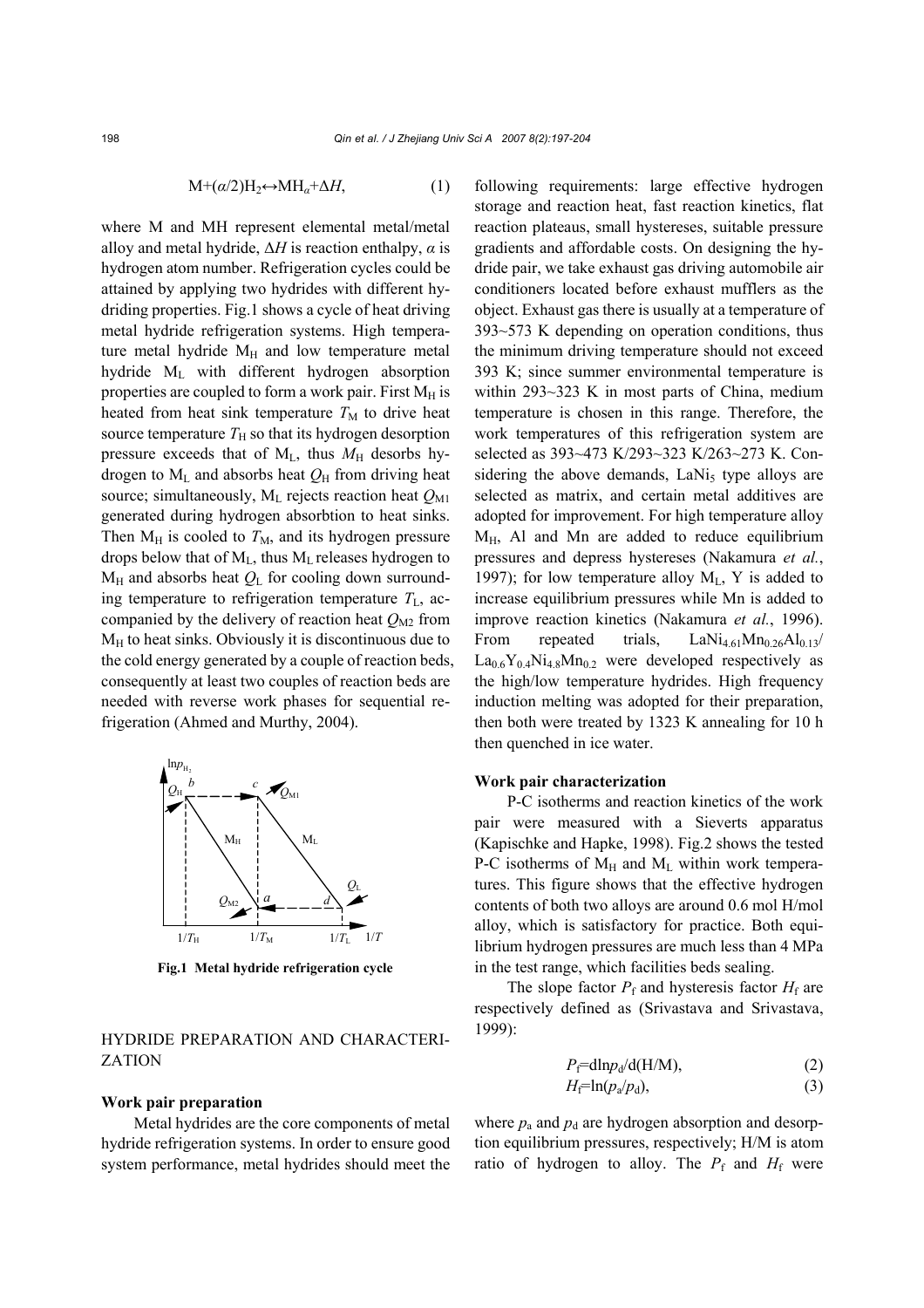$$M+(\alpha/2)H_2 \leftrightarrow MH_{\alpha}+\Delta H, \quad (1)$$

where M and MH represent elemental metal/metal alloy and metal hydride, $\Delta H$ is reaction enthalpy, $\alpha$ is hydrogen atom number. Refrigeration cycles could be attained by applying two hydrides with different hydriding properties. Fig.1 shows a cycle of heat driving metal hydride refrigeration systems. High temperature metal hydride $M_H$ and low temperature metal hydride $M_L$ with different hydrogen absorption properties are coupled to form a work pair. First $M_H$ is heated from heat sink temperature $T_M$ to drive heat source temperature $T_H$ so that its hydrogen desorption pressure exceeds that of $M_L$, thus $M_H$ desorbs hydrogen to $M_L$ and absorbs heat $Q_H$ from driving heat source; simultaneously, $M_L$ rejects reaction heat $Q_{M1}$ generated during hydrogen absorbtion to heat sinks. Then $M_H$ is cooled to $T_M$, and its hydrogen pressure drops below that of $M_L$, thus $M_L$ releases hydrogen to $M_H$ and absorbs heat $Q_L$ for cooling down surrounding temperature to refrigeration temperature $T_L$, accompanied by the delivery of reaction heat $Q_{M2}$ from $M_H$ to heat sinks. Obviously it is discontinuous due to the cold energy generated by a couple of reaction beds, consequently at least two couples of reaction beds are needed with reverse work phases for sequential refrigeration (Ahmed and Murthy, 2004).

**Fig.1 Metal hydride refrigeration cycle**

## HYDRIDE PREPARATION AND CHARACTERIZATION

### Work pair preparation

Metal hydrides are the core components of metal hydride refrigeration systems. In order to ensure good system performance, metal hydrides should meet the following requirements: large effective hydrogen storage and reaction heat, fast reaction kinetics, flat reaction plateaus, small hystereses, suitable pressure gradients and affordable costs. On designing the hydride pair, we take exhaust gas driving automobile air conditioners located before exhaust mufflers as the object. Exhaust gas there is usually at a temperature of 393~573 K depending on operation conditions, thus the minimum driving temperature should not exceed 393 K; since summer environmental temperature is within 293~323 K in most parts of China, medium temperature is chosen in this range. Therefore, the work temperatures of this refrigeration system are selected as 393~473 K/293~323 K/263~273 K. Considering the above demands, $LaNi_5$ type alloys are selected as matrix, and certain metal additives are adopted for improvement. For high temperature alloy $M_H$, Al and Mn are added to reduce equilibrium pressures and depress hystereses (Nakamura *et al.*, 1997); for low temperature alloy $M_L$, Y is added to increase equilibrium pressures while Mn is added to improve reaction kinetics (Nakamura *et al.*, 1996). From repeated trials, $LaNi_{4.61}Mn_{0.26}Al_{0.13}$/$La_{0.6}Y_{0.4}Ni_{4.8}Mn_{0.2}$ were developed respectively as the high/low temperature hydrides. High frequency induction melting was adopted for their preparation, then both were treated by 1323 K annealing for 10 h then quenched in ice water.

### Work pair characterization

P-C isotherms and reaction kinetics of the work pair were measured with a Sieverts apparatus (Kapischke and Hapke, 1998). Fig.2 shows the tested P-C isotherms of $M_H$ and $M_L$ within work temperatures. This figure shows that the effective hydrogen contents of both two alloys are around 0.6 mol H/mol alloy, which is satisfactory for practice. Both equilibrium hydrogen pressures are much less than 4 MPa in the test range, which facilities beds sealing.

The slope factor $P_f$ and hysteresis factor $H_f$ are respectively defined as (Srivastava and Srivastava, 1999):

$$P_f = d\ln p_d / d(H/M), \quad (2)$$

$$H_f = \ln(p_a/p_d), \quad (3)$$

where $p_a$ and $p_d$ are hydrogen absorption and desorption equilibrium pressures, respectively; H/M is atom ratio of hydrogen to alloy. The $P_f$ and $H_f$ were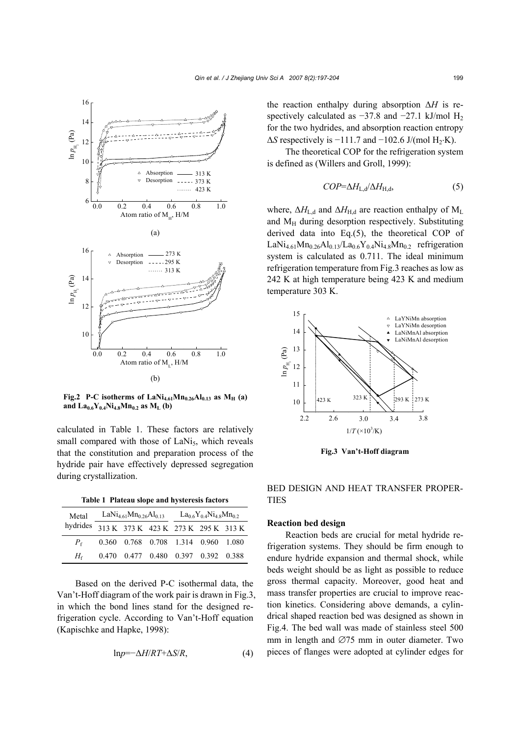Fig.2 P-C isotherms of $LaNi_{4.61}Mn_{0.26}Al_{0.13}$ as $M_H$ (a) and $La_{0.6}Y_{0.4}Ni_{4.8}Mn_{0.2}$ as $M_L$ (b)

calculated in Table 1. These factors are relatively small compared with those of $LaNi_5$, which reveals that the constitution and preparation process of the hydride pair have effectively depressed segregation during crystallization.

**Table 1 Plateau slope and hysteresis factors**

| Metal hydrides | $LaNi_{4.61}Mn_{0.26}Al_{0.13}$ | | | $La_{0.6}Y_{0.4}Ni_{4.8}Mn_{0.2}$ | | |
|---|---|---|---|---|---|---|
| | 313 K | 373 K | 423 K | 273 K | 295 K | 313 K |
| $P_f$ | 0.360 | 0.768 | 0.708 | 1.314 | 0.960 | 1.080 |
| $H_f$ | 0.470 | 0.477 | 0.480 | 0.397 | 0.392 | 0.388 |

Based on the derived P-C isothermal data, the Van't-Hoff diagram of the work pair is drawn in Fig.3, in which the bond lines stand for the designed refrigeration cycle. According to Van't-Hoff equation (Kapischke and Hapke, 1998):

$$\ln p = -\Delta H/RT + \Delta S/R, \tag{4}$$

the reaction enthalpy during absorption $\Delta H$ is respectively calculated as −37.8 and −27.1 kJ/mol $H_2$ for the two hydrides, and absorption reaction entropy $\Delta S$ respectively is −111.7 and −102.6 J/(mol $H_2$·K).

The theoretical COP for the refrigeration system is defined as (Willers and Groll, 1999):

$$COP = \Delta H_{L,d}/\Delta H_{H,d}, \tag{5}$$

where, $\Delta H_{L,d}$ and $\Delta H_{H,d}$ are reaction enthalpy of $M_L$ and $M_H$ during desorption respectively. Substituting derived data into Eq.(5), the theoretical COP of $LaNi_{4.61}Mn_{0.26}Al_{0.13}/La_{0.6}Y_{0.4}Ni_{4.8}Mn_{0.2}$ refrigeration system is calculated as 0.711. The ideal minimum refrigeration temperature from Fig.3 reaches as low as 242 K at high temperature being 423 K and medium temperature 303 K.

Fig.3 Van't-Hoff diagram

## BED DESIGN AND HEAT TRANSFER PROPERTIES

### Reaction bed design

Reaction beds are crucial for metal hydride refrigeration systems. They should be firm enough to endure hydride expansion and thermal shock, while beds weight should be as light as possible to reduce gross thermal capacity. Moreover, good heat and mass transfer properties are crucial to improve reaction kinetics. Considering above demands, a cylindrical shaped reaction bed was designed as shown in Fig.4. The bed wall was made of stainless steel 500 mm in length and ∅75 mm in outer diameter. Two pieces of flanges were adopted at cylinder edges for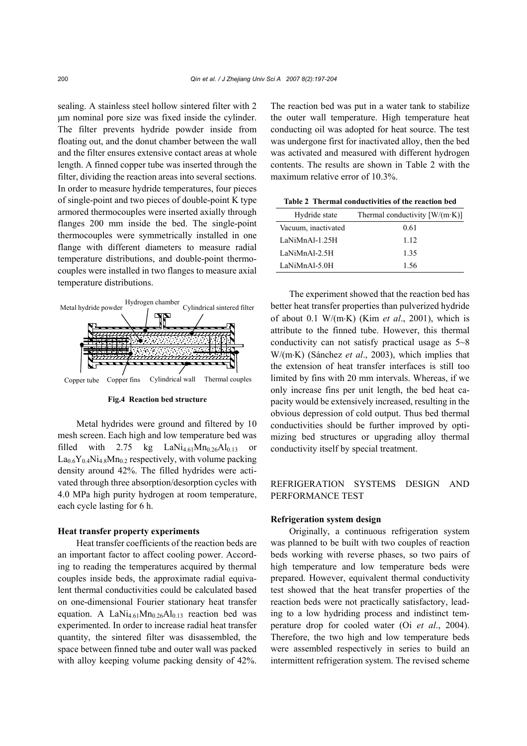sealing. A stainless steel hollow sintered filter with 2 μm nominal pore size was fixed inside the cylinder. The filter prevents hydride powder inside from floating out, and the donut chamber between the wall and the filter ensures extensive contact areas at whole length. A finned copper tube was inserted through the filter, dividing the reaction areas into several sections. In order to measure hydride temperatures, four pieces of single-point and two pieces of double-point K type armored thermocouples were inserted axially through flanges 200 mm inside the bed. The single-point thermocouples were symmetrically installed in one flange with different diameters to measure radial temperature distributions, and double-point thermocouples were installed in two flanges to measure axial temperature distributions.

**Fig.4 Reaction bed structure**

Metal hydrides were ground and filtered by 10 mesh screen. Each high and low temperature bed was filled with 2.75 kg $LaNi_{4.61}Mn_{0.26}Al_{0.13}$ or $La_{0.6}Y_{0.4}Ni_{4.8}Mn_{0.2}$ respectively, with volume packing density around 42%. The filled hydrides were activated through three absorption/desorption cycles with 4.0 MPa high purity hydrogen at room temperature, each cycle lasting for 6 h.

### Heat transfer property experiments

Heat transfer coefficients of the reaction beds are an important factor to affect cooling power. According to reading the temperatures acquired by thermal couples inside beds, the approximate radial equivalent thermal conductivities could be calculated based on one-dimensional Fourier stationary heat transfer equation. A $LaNi_{4.61}Mn_{0.26}Al_{0.13}$ reaction bed was experimented. In order to increase radial heat transfer quantity, the sintered filter was disassembled, the space between finned tube and outer wall was packed with alloy keeping volume packing density of 42%. The reaction bed was put in a water tank to stabilize the outer wall temperature. High temperature heat conducting oil was adopted for heat source. The test was undergone first for inactivated alloy, then the bed was activated and measured with different hydrogen contents. The results are shown in Table 2 with the maximum relative error of 10.3%.

**Table 2 Thermal conductivities of the reaction bed**

| Hydride state | Thermal conductivity [W/(m·K)] |
|---|---|
| Vacuum, inactivated | 0.61 |
| LaNiMnAl-1.25H | 1.12 |
| LaNiMnAl-2.5H | 1.35 |
| LaNiMnAl-5.0H | 1.56 |

The experiment showed that the reaction bed has better heat transfer properties than pulverized hydride of about 0.1 W/(m·K) (Kim *et al*., 2001), which is attribute to the finned tube. However, this thermal conductivity can not satisfy practical usage as 5~8 W/(m·K) (Sánchez *et al*., 2003), which implies that the extension of heat transfer interfaces is still too limited by fins with 20 mm intervals. Whereas, if we only increase fins per unit length, the bed heat capacity would be extensively increased, resulting in the obvious depression of cold output. Thus bed thermal conductivities should be further improved by optimizing bed structures or upgrading alloy thermal conductivity itself by special treatment.

## REFRIGERATION SYSTEMS DESIGN AND PERFORMANCE TEST

### Refrigeration system design

Originally, a continuous refrigeration system was planned to be built with two couples of reaction beds working with reverse phases, so two pairs of high temperature and low temperature beds were prepared. However, equivalent thermal conductivity test showed that the heat transfer properties of the reaction beds were not practically satisfactory, leading to a low hydriding process and indistinct temperature drop for cooled water (Oi *et al*., 2004). Therefore, the two high and low temperature beds were assembled respectively in series to build an intermittent refrigeration system. The revised scheme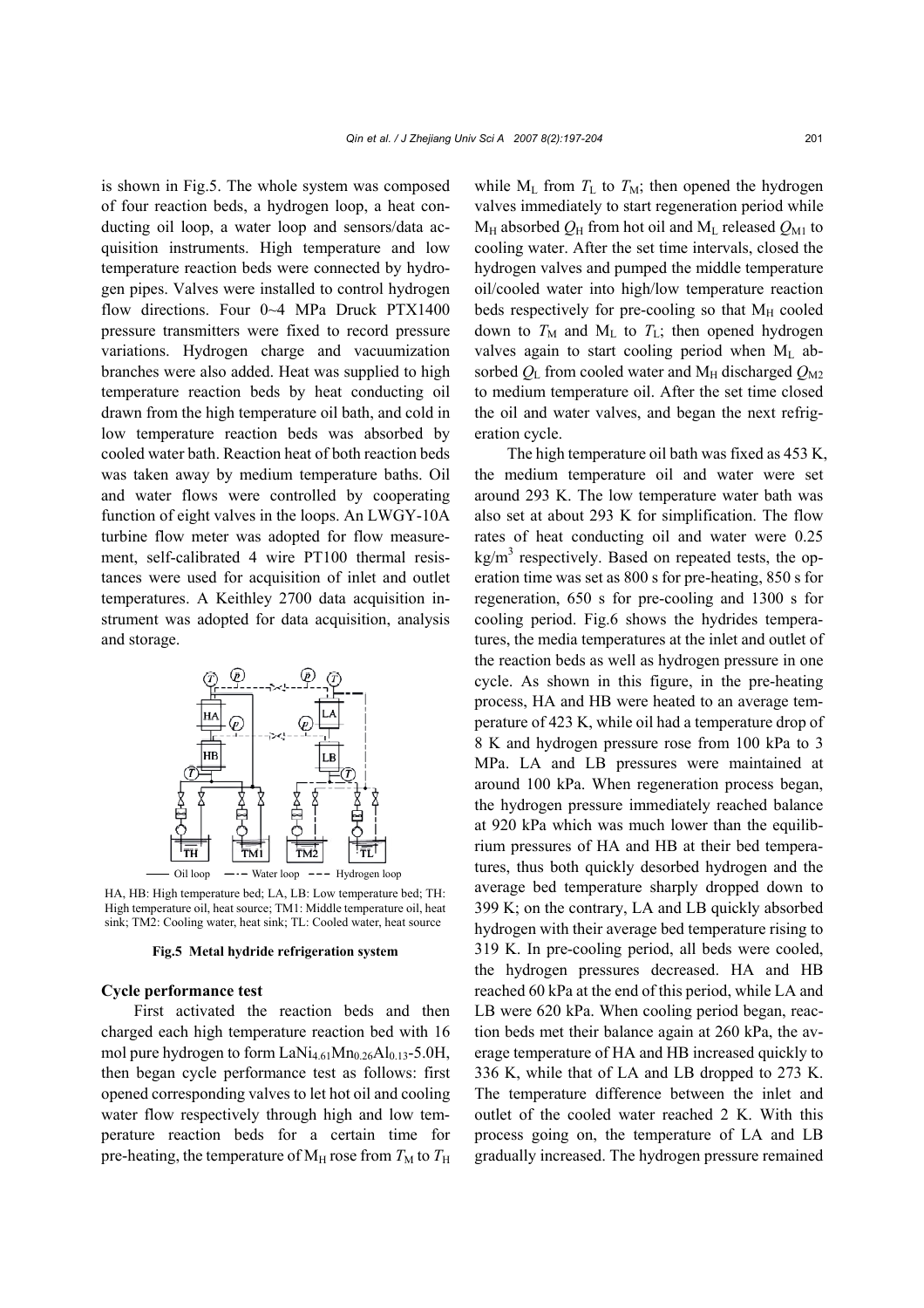is shown in Fig.5. The whole system was composed of four reaction beds, a hydrogen loop, a heat conducting oil loop, a water loop and sensors/data acquisition instruments. High temperature and low temperature reaction beds were connected by hydrogen pipes. Valves were installed to control hydrogen flow directions. Four 0~4 MPa Druck PTX1400 pressure transmitters were fixed to record pressure variations. Hydrogen charge and vacuumization branches were also added. Heat was supplied to high temperature reaction beds by heat conducting oil drawn from the high temperature oil bath, and cold in low temperature reaction beds was absorbed by cooled water bath. Reaction heat of both reaction beds was taken away by medium temperature baths. Oil and water flows were controlled by cooperating function of eight valves in the loops. An LWGY-10A turbine flow meter was adopted for flow measurement, self-calibrated 4 wire PT100 thermal resistances were used for acquisition of inlet and outlet temperatures. A Keithley 2700 data acquisition instrument was adopted for data acquisition, analysis and storage.

HA, HB: High temperature bed; LA, LB: Low temperature bed; TH: High temperature oil, heat source; TM1: Middle temperature oil, heat sink; TM2: Cooling water, heat sink; TL: Cooled water, heat source

**Fig.5 Metal hydride refrigeration system**

### Cycle performance test

First activated the reaction beds and then charged each high temperature reaction bed with 16 mol pure hydrogen to form $LaNi_{4.61}Mn_{0.26}Al_{0.13}$-5.0H, then began cycle performance test as follows: first opened corresponding valves to let hot oil and cooling water flow respectively through high and low temperature reaction beds for a certain time for pre-heating, the temperature of $M_H$ rose from $T_M$ to $T_H$ while $M_L$ from $T_L$ to $T_M$; then opened the hydrogen valves immediately to start regeneration period while $M_H$ absorbed $Q_H$ from hot oil and $M_L$ released $Q_{M1}$ to cooling water. After the set time intervals, closed the hydrogen valves and pumped the middle temperature oil/cooled water into high/low temperature reaction beds respectively for pre-cooling so that $M_H$ cooled down to $T_M$ and $M_L$ to $T_L$; then opened hydrogen valves again to start cooling period when $M_L$ absorbed $Q_L$ from cooled water and $M_H$ discharged $Q_{M2}$ to medium temperature oil. After the set time closed the oil and water valves, and began the next refrigeration cycle.

The high temperature oil bath was fixed as 453 K, the medium temperature oil and water were set around 293 K. The low temperature water bath was also set at about 293 K for simplification. The flow rates of heat conducting oil and water were 0.25 $kg/m^3$ respectively. Based on repeated tests, the operation time was set as 800 s for pre-heating, 850 s for regeneration, 650 s for pre-cooling and 1300 s for cooling period. Fig.6 shows the hydrides temperatures, the media temperatures at the inlet and outlet of the reaction beds as well as hydrogen pressure in one cycle. As shown in this figure, in the pre-heating process, HA and HB were heated to an average temperature of 423 K, while oil had a temperature drop of 8 K and hydrogen pressure rose from 100 kPa to 3 MPa. LA and LB pressures were maintained at around 100 kPa. When regeneration process began, the hydrogen pressure immediately reached balance at 920 kPa which was much lower than the equilibrium pressures of HA and HB at their bed temperatures, thus both quickly desorbed hydrogen and the average bed temperature sharply dropped down to 399 K; on the contrary, LA and LB quickly absorbed hydrogen with their average bed temperature rising to 319 K. In pre-cooling period, all beds were cooled, the hydrogen pressures decreased. HA and HB reached 60 kPa at the end of this period, while LA and LB were 620 kPa. When cooling period began, reaction beds met their balance again at 260 kPa, the average temperature of HA and HB increased quickly to 336 K, while that of LA and LB dropped to 273 K. The temperature difference between the inlet and outlet of the cooled water reached 2 K. With this process going on, the temperature of LA and LB gradually increased. The hydrogen pressure remained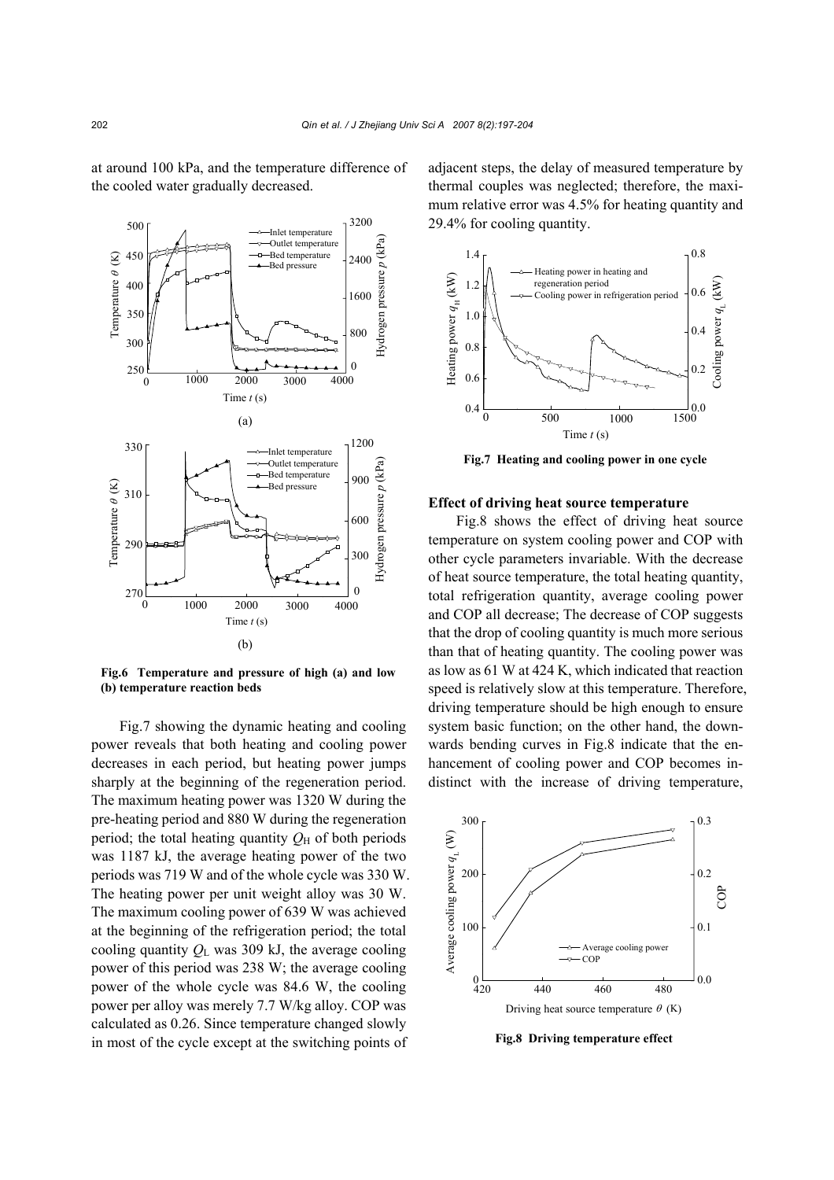at around 100 kPa, and the temperature difference of the cooled water gradually decreased.

Fig.6 Temperature and pressure of high (a) and low (b) temperature reaction beds

Fig.7 showing the dynamic heating and cooling power reveals that both heating and cooling power decreases in each period, but heating power jumps sharply at the beginning of the regeneration period. The maximum heating power was 1320 W during the pre-heating period and 880 W during the regeneration period; the total heating quantity $Q_H$ of both periods was 1187 kJ, the average heating power of the two periods was 719 W and of the whole cycle was 330 W. The heating power per unit weight alloy was 30 W. The maximum cooling power of 639 W was achieved at the beginning of the refrigeration period; the total cooling quantity $Q_L$ was 309 kJ, the average cooling power of this period was 238 W; the average cooling power of the whole cycle was 84.6 W, the cooling power per alloy was merely 7.7 W/kg alloy. COP was calculated as 0.26. Since temperature changed slowly in most of the cycle except at the switching points of adjacent steps, the delay of measured temperature by thermal couples was neglected; therefore, the maximum relative error was 4.5% for heating quantity and 29.4% for cooling quantity.

Fig.7 Heating and cooling power in one cycle

**Effect of driving heat source temperature**

Fig.8 shows the effect of driving heat source temperature on system cooling power and COP with other cycle parameters invariable. With the decrease of heat source temperature, the total heating quantity, total refrigeration quantity, average cooling power and COP all decrease; The decrease of COP suggests that the drop of cooling quantity is much more serious than that of heating quantity. The cooling power was as low as 61 W at 424 K, which indicated that reaction speed is relatively slow at this temperature. Therefore, driving temperature should be high enough to ensure system basic function; on the other hand, the downwards bending curves in Fig.8 indicate that the enhancement of cooling power and COP becomes indistinct with the increase of driving temperature,

Fig.8 Driving temperature effect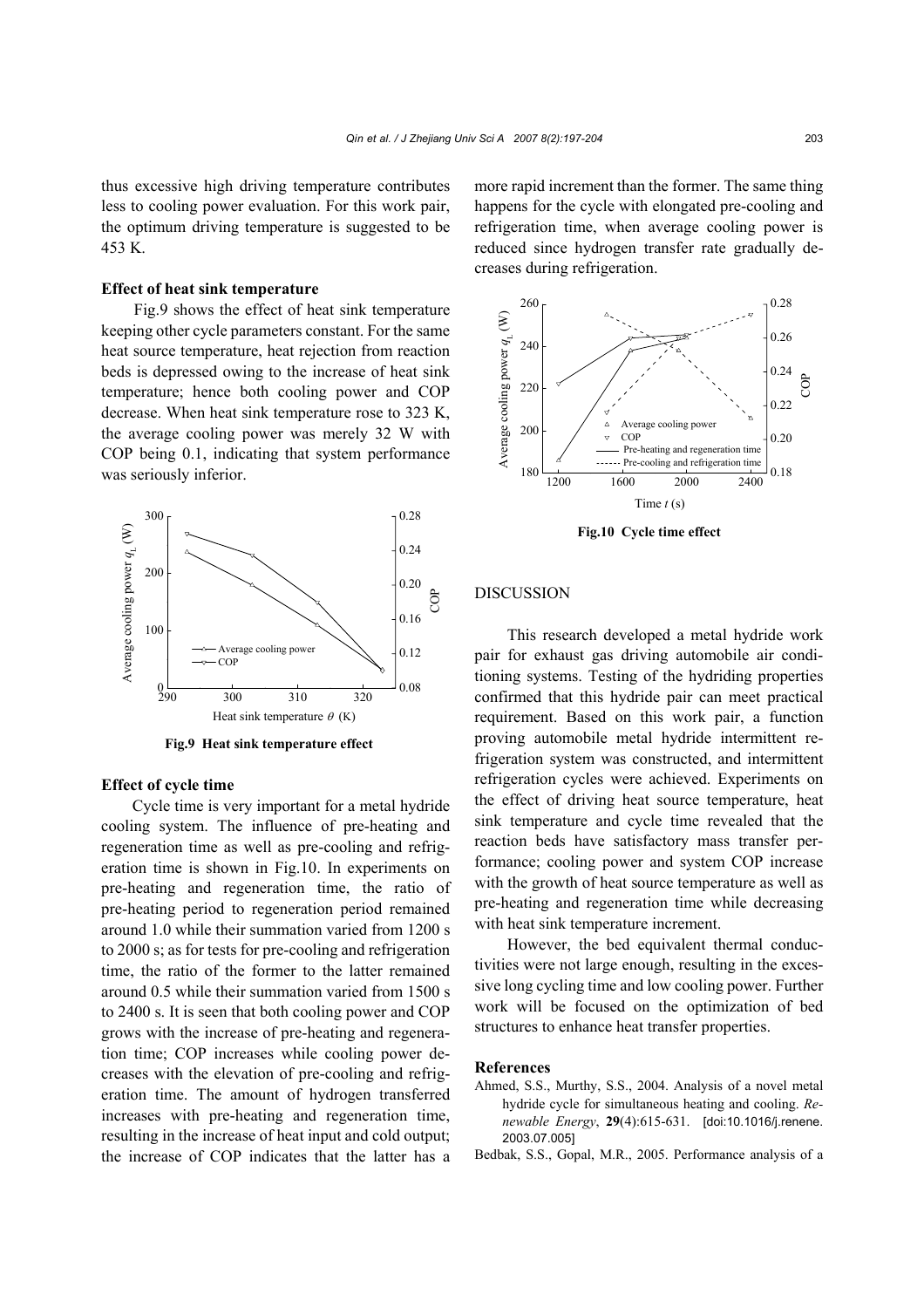thus excessive high driving temperature contributes less to cooling power evaluation. For this work pair, the optimum driving temperature is suggested to be 453 K.

### Effect of heat sink temperature

Fig.9 shows the effect of heat sink temperature keeping other cycle parameters constant. For the same heat source temperature, heat rejection from reaction beds is depressed owing to the increase of heat sink temperature; hence both cooling power and COP decrease. When heat sink temperature rose to 323 K, the average cooling power was merely 32 W with COP being 0.1, indicating that system performance was seriously inferior.

**Fig.9 Heat sink temperature effect**

### Effect of cycle time

Cycle time is very important for a metal hydride cooling system. The influence of pre-heating and regeneration time as well as pre-cooling and refrigeration time is shown in Fig.10. In experiments on pre-heating and regeneration time, the ratio of pre-heating period to regeneration period remained around 1.0 while their summation varied from 1200 s to 2000 s; as for tests for pre-cooling and refrigeration time, the ratio of the former to the latter remained around 0.5 while their summation varied from 1500 s to 2400 s. It is seen that both cooling power and COP grows with the increase of pre-heating and regeneration time; COP increases while cooling power decreases with the elevation of pre-cooling and refrigeration time. The amount of hydrogen transferred increases with pre-heating and regeneration time, resulting in the increase of heat input and cold output; the increase of COP indicates that the latter has a more rapid increment than the former. The same thing happens for the cycle with elongated pre-cooling and refrigeration time, when average cooling power is reduced since hydrogen transfer rate gradually decreases during refrigeration.

**Fig.10 Cycle time effect**

## DISCUSSION

This research developed a metal hydride work pair for exhaust gas driving automobile air conditioning systems. Testing of the hydriding properties confirmed that this hydride pair can meet practical requirement. Based on this work pair, a function proving automobile metal hydride intermittent refrigeration system was constructed, and intermittent refrigeration cycles were achieved. Experiments on the effect of driving heat source temperature, heat sink temperature and cycle time revealed that the reaction beds have satisfactory mass transfer performance; cooling power and system COP increase with the growth of heat source temperature as well as pre-heating and regeneration time while decreasing with heat sink temperature increment.

However, the bed equivalent thermal conductivities were not large enough, resulting in the excessive long cycling time and low cooling power. Further work will be focused on the optimization of bed structures to enhance heat transfer properties.

## References

Ahmed, S.S., Murthy, S.S., 2004. Analysis of a novel metal hydride cycle for simultaneous heating and cooling. *Renewable Energy*, **29**(4):615-631. [doi:10.1016/j.renene.2003.07.005]

Bedbak, S.S., Gopal, M.R., 2005. Performance analysis of a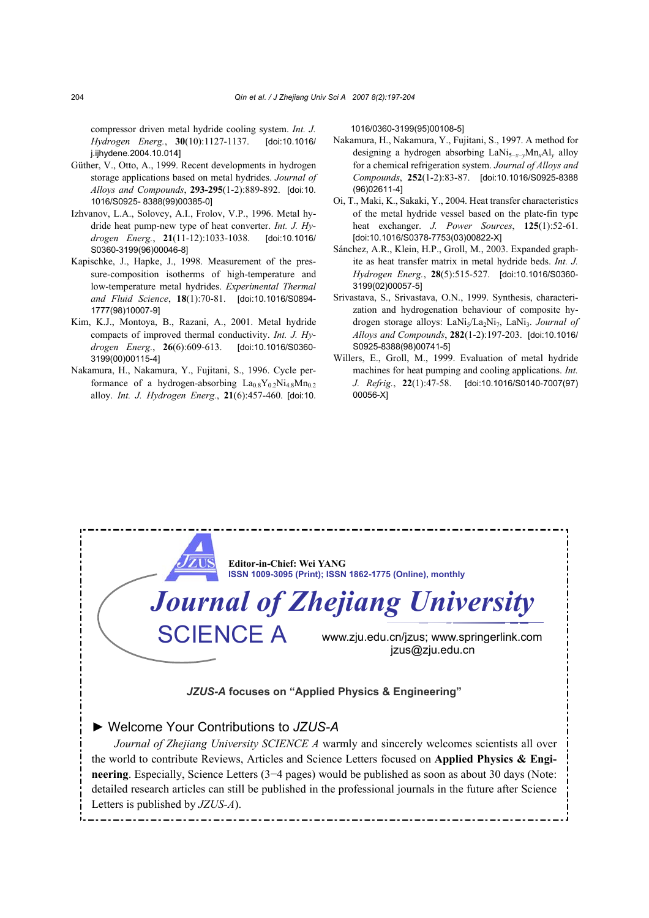compressor driven metal hydride cooling system. *Int. J. Hydrogen Energ.*, **30**(10):1127-1137. [doi:10.1016/j.ijhydene.2004.10.014]

Güther, V., Otto, A., 1999. Recent developments in hydrogen storage applications based on metal hydrides. *Journal of Alloys and Compounds*, **293-295**(1-2):889-892. [doi:10.1016/S0925- 8388(99)00385-0]

Izhvanov, L.A., Solovey, A.I., Frolov, V.P., 1996. Metal hydride heat pump-new type of heat converter. *Int. J. Hydrogen Energ.*, **21**(11-12):1033-1038. [doi:10.1016/S0360-3199(96)00046-8]

Kapischke, J., Hapke, J., 1998. Measurement of the pressure-composition isotherms of high-temperature and low-temperature metal hydrides. *Experimental Thermal and Fluid Science*, **18**(1):70-81. [doi:10.1016/S0894-1777(98)10007-9]

Kim, K.J., Montoya, B., Razani, A., 2001. Metal hydride compacts of improved thermal conductivity. *Int. J. Hydrogen Energ.*, **26**(6):609-613. [doi:10.1016/S0360-3199(00)00115-4]

Nakamura, H., Nakamura, Y., Fujitani, S., 1996. Cycle performance of a hydrogen-absorbing $La_{0.8}Y_{0.2}Ni_{4.8}Mn_{0.2}$ alloy. *Int. J. Hydrogen Energ.*, **21**(6):457-460. [doi:10.1016/0360-3199(95)00108-5]

Nakamura, H., Nakamura, Y., Fujitani, S., 1997. A method for designing a hydrogen absorbing $LaNi_{5-x-y}Mn_xAl_y$ alloy for a chemical refrigeration system. *Journal of Alloys and Compounds*, **252**(1-2):83-87. [doi:10.1016/S0925-8388(96)02611-4]

Oi, T., Maki, K., Sakaki, Y., 2004. Heat transfer characteristics of the metal hydride vessel based on the plate-fin type heat exchanger. *J. Power Sources*, **125**(1):52-61. [doi:10.1016/S0378-7753(03)00822-X]

Sánchez, A.R., Klein, H.P., Groll, M., 2003. Expanded graphite as heat transfer matrix in metal hydride beds. *Int. J. Hydrogen Energ.*, **28**(5):515-527. [doi:10.1016/S0360-3199(02)00057-5]

Srivastava, S., Srivastava, O.N., 1999. Synthesis, characterization and hydrogenation behaviour of composite hydrogen storage alloys: $LaNi_5/La_2Ni_7$, $LaNi_3$. *Journal of Alloys and Compounds*, **282**(1-2):197-203. [doi:10.1016/S0925-8388(98)00741-5]

Willers, E., Groll, M., 1999. Evaluation of metal hydride machines for heat pumping and cooling applications. *Int. J. Refrig.*, **22**(1):47-58. [doi:10.1016/S0140-7007(97)00056-X]

---

**Editor-in-Chief: Wei YANG**
**ISSN 1009-3095 (Print); ISSN 1862-1775 (Online), monthly**

# *Journal of Zhejiang University* SCIENCE A

www.zju.edu.cn/jzus; www.springerlink.com
jzus@zju.edu.cn

***JZUS-A*** **focuses on "Applied Physics & Engineering"**

► Welcome Your Contributions to *JZUS-A*

*Journal of Zhejiang University SCIENCE A* warmly and sincerely welcomes scientists all over the world to contribute Reviews, Articles and Science Letters focused on **Applied Physics & Engineering**. Especially, Science Letters (3−4 pages) would be published as soon as about 30 days (Note: detailed research articles can still be published in the professional journals in the future after Science Letters is published by *JZUS-A*).